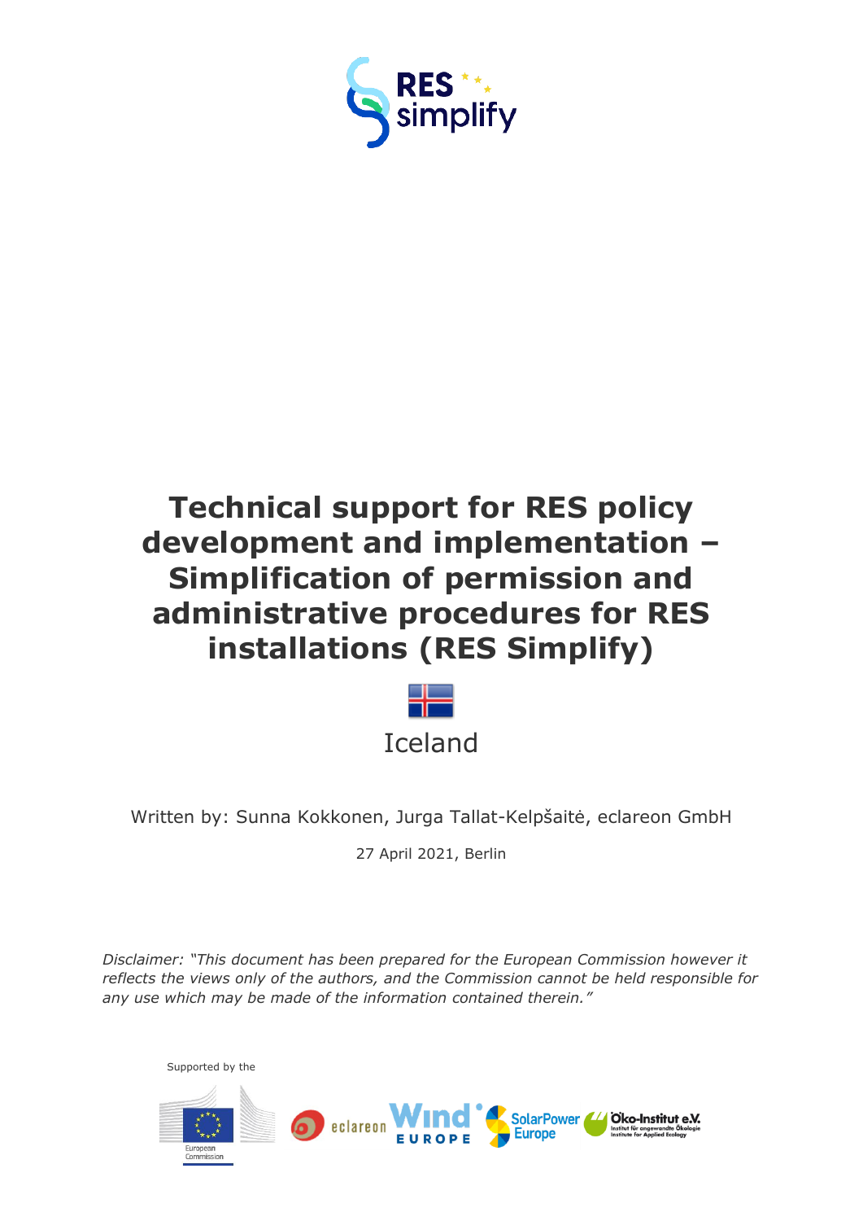RES simplify

# Technical support for RES policy development and implementation – Simplification of permission and administrative procedures for RES installations (RES Simplify)

Iceland

Written by: Sunna Kokkonen, Jurga Tallat-Kelpšaitė, eclareon GmbH

27 April 2021, Berlin

*Disclaimer: "This document has been prepared for the European Commission however it reflects the views only of the authors, and the Commission cannot be held responsible for any use which may be made of the information contained therein."*

Supported by the

European Commission

eclareon | Wind Europe | SolarPower Europe | Öko-Institut e.V. Institut für angewandte Ökologie Institute for Applied Ecology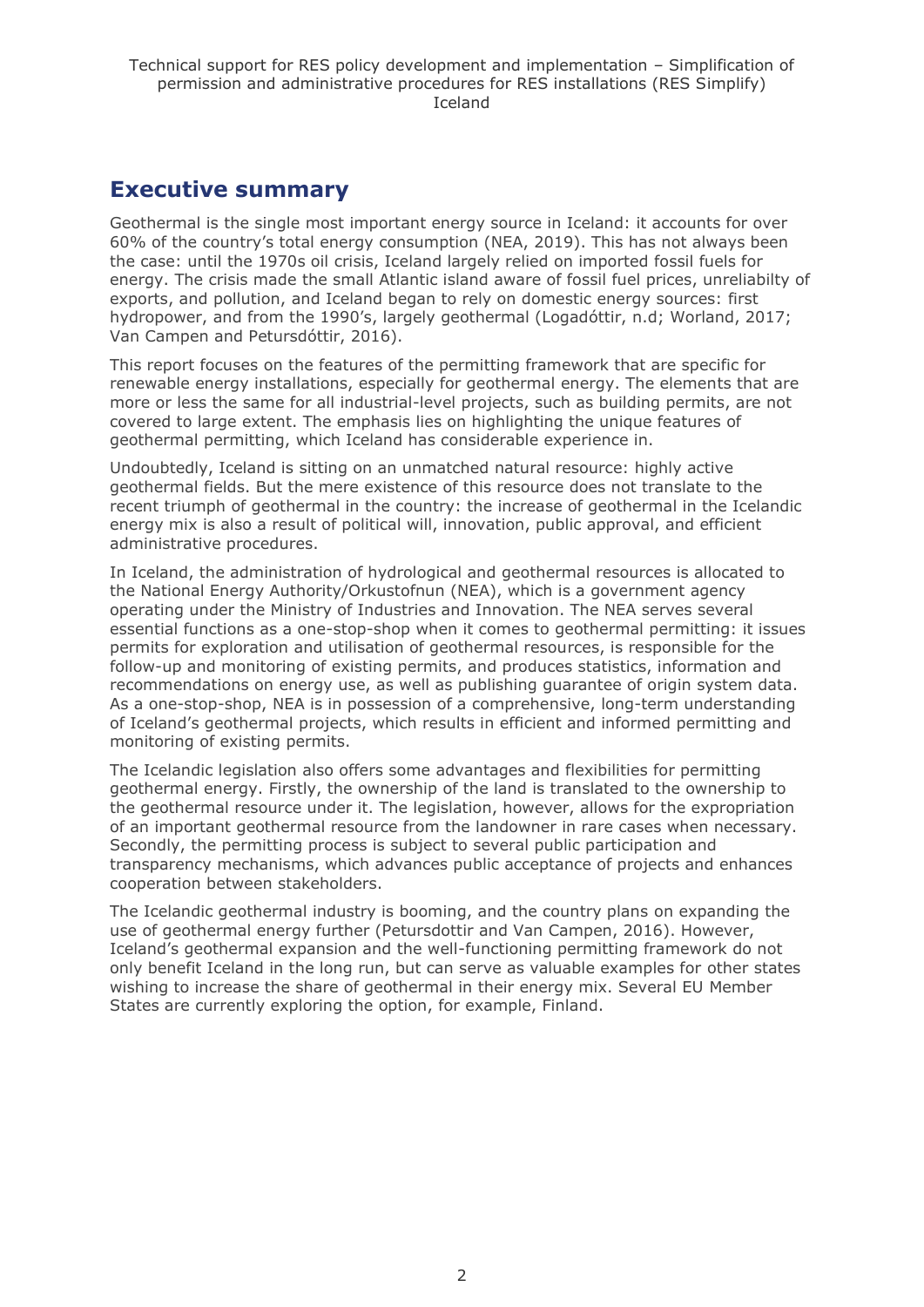# Executive summary

Geothermal is the single most important energy source in Iceland: it accounts for over 60% of the country's total energy consumption (NEA, 2019). This has not always been the case: until the 1970s oil crisis, Iceland largely relied on imported fossil fuels for energy. The crisis made the small Atlantic island aware of fossil fuel prices, unreliabilty of exports, and pollution, and Iceland began to rely on domestic energy sources: first hydropower, and from the 1990's, largely geothermal (Logadóttir, n.d; Worland, 2017; Van Campen and Petursdóttir, 2016).

This report focuses on the features of the permitting framework that are specific for renewable energy installations, especially for geothermal energy. The elements that are more or less the same for all industrial-level projects, such as building permits, are not covered to large extent. The emphasis lies on highlighting the unique features of geothermal permitting, which Iceland has considerable experience in.

Undoubtedly, Iceland is sitting on an unmatched natural resource: highly active geothermal fields. But the mere existence of this resource does not translate to the recent triumph of geothermal in the country: the increase of geothermal in the Icelandic energy mix is also a result of political will, innovation, public approval, and efficient administrative procedures.

In Iceland, the administration of hydrological and geothermal resources is allocated to the National Energy Authority/Orkustofnun (NEA), which is a government agency operating under the Ministry of Industries and Innovation. The NEA serves several essential functions as a one-stop-shop when it comes to geothermal permitting: it issues permits for exploration and utilisation of geothermal resources, is responsible for the follow-up and monitoring of existing permits, and produces statistics, information and recommendations on energy use, as well as publishing guarantee of origin system data. As a one-stop-shop, NEA is in possession of a comprehensive, long-term understanding of Iceland's geothermal projects, which results in efficient and informed permitting and monitoring of existing permits.

The Icelandic legislation also offers some advantages and flexibilities for permitting geothermal energy. Firstly, the ownership of the land is translated to the ownership to the geothermal resource under it. The legislation, however, allows for the expropriation of an important geothermal resource from the landowner in rare cases when necessary. Secondly, the permitting process is subject to several public participation and transparency mechanisms, which advances public acceptance of projects and enhances cooperation between stakeholders.

The Icelandic geothermal industry is booming, and the country plans on expanding the use of geothermal energy further (Petursdottir and Van Campen, 2016). However, Iceland's geothermal expansion and the well-functioning permitting framework do not only benefit Iceland in the long run, but can serve as valuable examples for other states wishing to increase the share of geothermal in their energy mix. Several EU Member States are currently exploring the option, for example, Finland.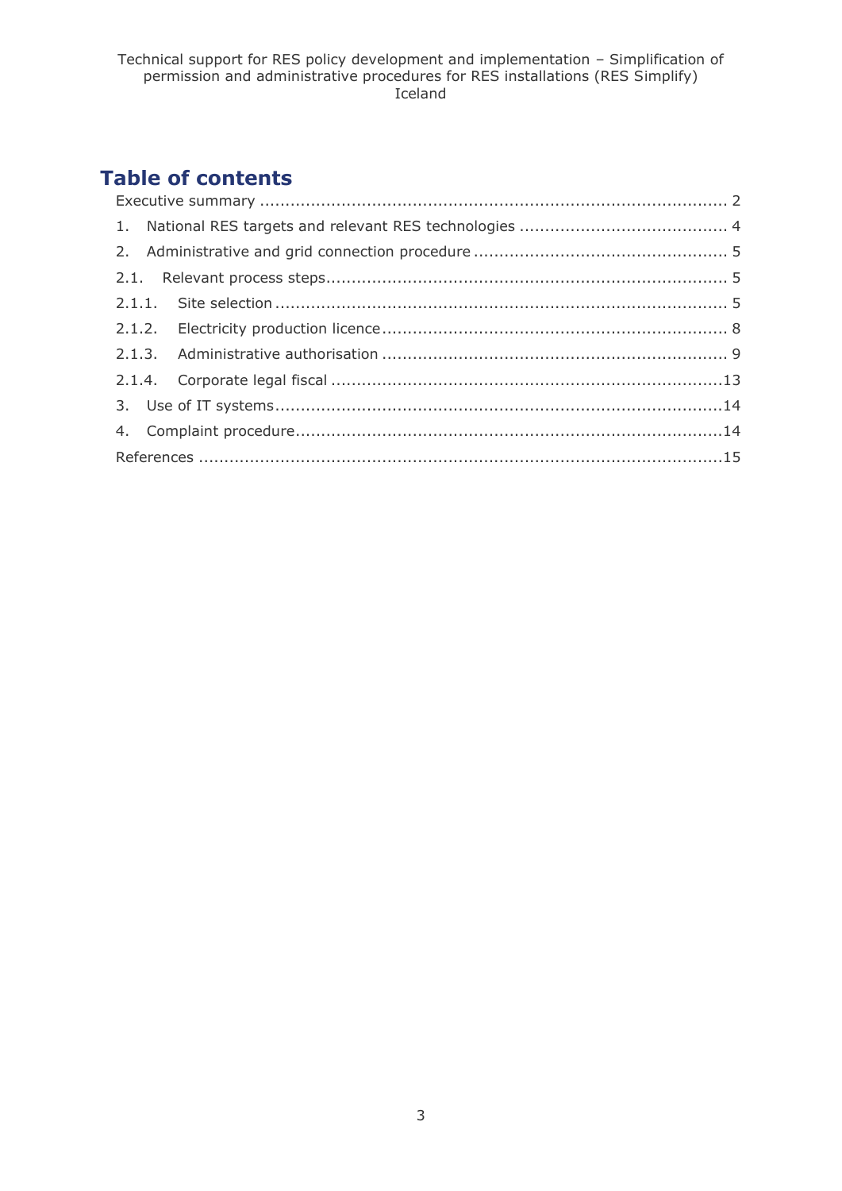# Table of contents

Executive summary ........................................................................................ 2

1. National RES targets and relevant RES technologies ........................................ 4

2. Administrative and grid connection procedure ................................................. 5

2.1. Relevant process steps............................................................................... 5

2.1.1. Site selection ........................................................................................ 5

2.1.2. Electricity production licence ................................................................... 8

2.1.3. Administrative authorisation .................................................................... 9

2.1.4. Corporate legal fiscal ............................................................................13

3. Use of IT systems........................................................................................14

4. Complaint procedure....................................................................................14

References ......................................................................................................15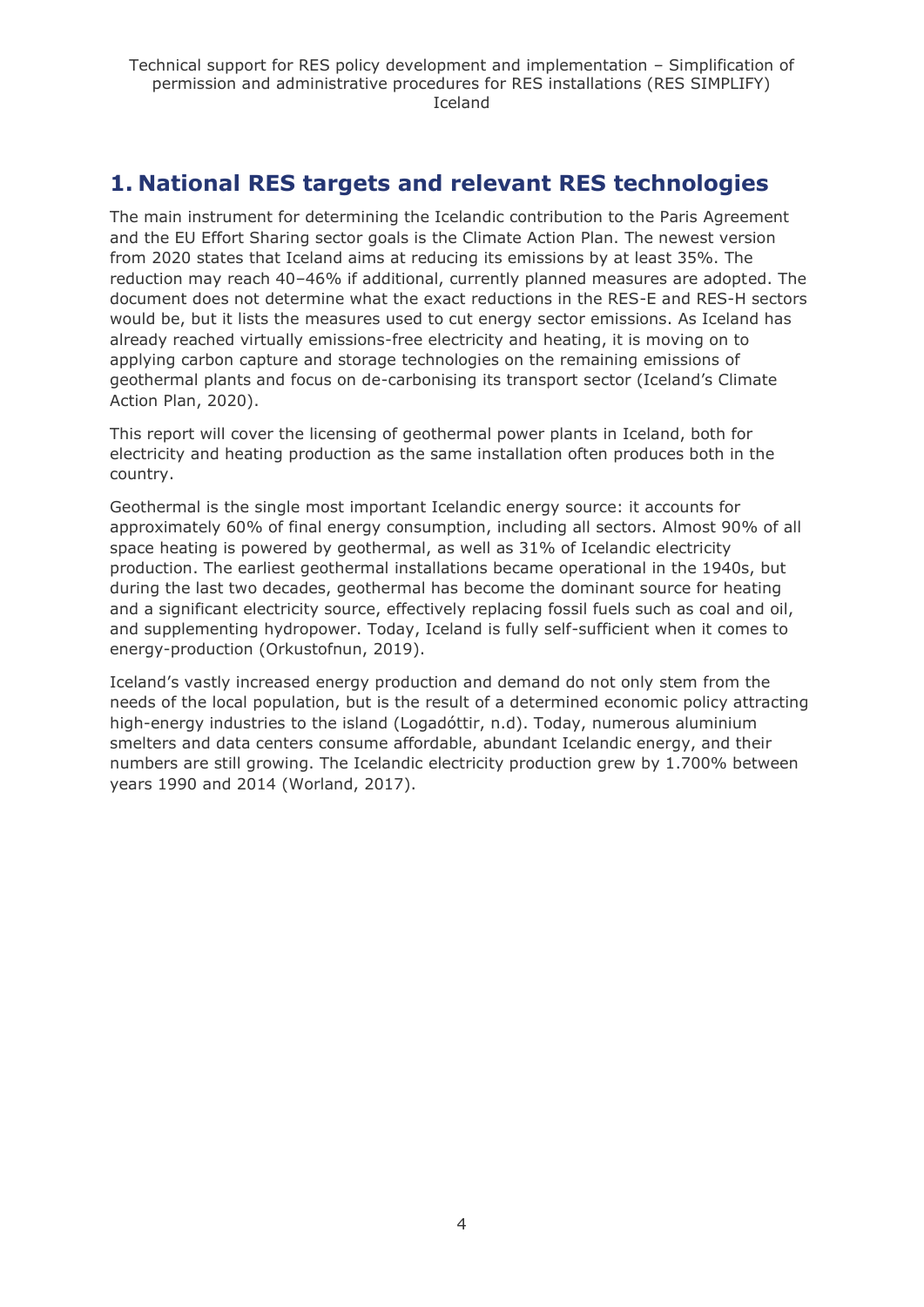# 1. National RES targets and relevant RES technologies

The main instrument for determining the Icelandic contribution to the Paris Agreement and the EU Effort Sharing sector goals is the Climate Action Plan. The newest version from 2020 states that Iceland aims at reducing its emissions by at least 35%. The reduction may reach 40–46% if additional, currently planned measures are adopted. The document does not determine what the exact reductions in the RES-E and RES-H sectors would be, but it lists the measures used to cut energy sector emissions. As Iceland has already reached virtually emissions-free electricity and heating, it is moving on to applying carbon capture and storage technologies on the remaining emissions of geothermal plants and focus on de-carbonising its transport sector (Iceland's Climate Action Plan, 2020).

This report will cover the licensing of geothermal power plants in Iceland, both for electricity and heating production as the same installation often produces both in the country.

Geothermal is the single most important Icelandic energy source: it accounts for approximately 60% of final energy consumption, including all sectors. Almost 90% of all space heating is powered by geothermal, as well as 31% of Icelandic electricity production. The earliest geothermal installations became operational in the 1940s, but during the last two decades, geothermal has become the dominant source for heating and a significant electricity source, effectively replacing fossil fuels such as coal and oil, and supplementing hydropower. Today, Iceland is fully self-sufficient when it comes to energy-production (Orkustofnun, 2019).

Iceland's vastly increased energy production and demand do not only stem from the needs of the local population, but is the result of a determined economic policy attracting high-energy industries to the island (Logadóttir, n.d). Today, numerous aluminium smelters and data centers consume affordable, abundant Icelandic energy, and their numbers are still growing. The Icelandic electricity production grew by 1.700% between years 1990 and 2014 (Worland, 2017).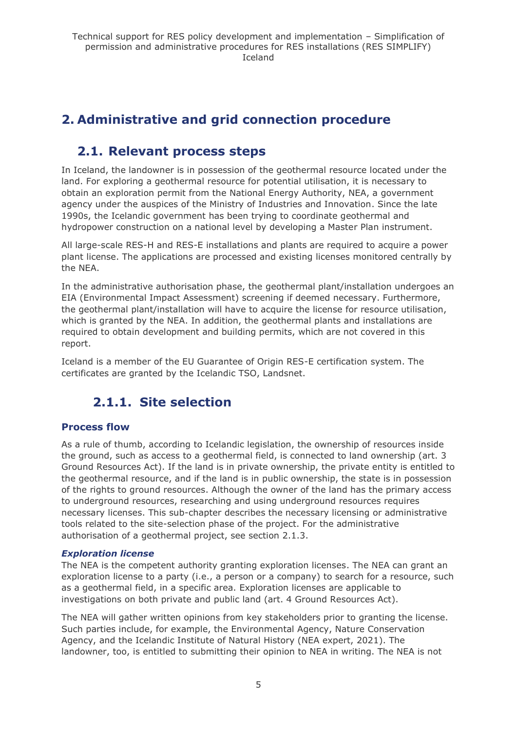# 2. Administrative and grid connection procedure

## 2.1. Relevant process steps

In Iceland, the landowner is in possession of the geothermal resource located under the land. For exploring a geothermal resource for potential utilisation, it is necessary to obtain an exploration permit from the National Energy Authority, NEA, a government agency under the auspices of the Ministry of Industries and Innovation. Since the late 1990s, the Icelandic government has been trying to coordinate geothermal and hydropower construction on a national level by developing a Master Plan instrument.

All large-scale RES-H and RES-E installations and plants are required to acquire a power plant license. The applications are processed and existing licenses monitored centrally by the NEA.

In the administrative authorisation phase, the geothermal plant/installation undergoes an EIA (Environmental Impact Assessment) screening if deemed necessary. Furthermore, the geothermal plant/installation will have to acquire the license for resource utilisation, which is granted by the NEA. In addition, the geothermal plants and installations are required to obtain development and building permits, which are not covered in this report.

Iceland is a member of the EU Guarantee of Origin RES-E certification system. The certificates are granted by the Icelandic TSO, Landsnet.

### 2.1.1. Site selection

#### Process flow

As a rule of thumb, according to Icelandic legislation, the ownership of resources inside the ground, such as access to a geothermal field, is connected to land ownership (art. 3 Ground Resources Act). If the land is in private ownership, the private entity is entitled to the geothermal resource, and if the land is in public ownership, the state is in possession of the rights to ground resources. Although the owner of the land has the primary access to underground resources, researching and using underground resources requires necessary licenses. This sub-chapter describes the necessary licensing or administrative tools related to the site-selection phase of the project. For the administrative authorisation of a geothermal project, see section 2.1.3.

***Exploration license***

The NEA is the competent authority granting exploration licenses. The NEA can grant an exploration license to a party (i.e., a person or a company) to search for a resource, such as a geothermal field, in a specific area. Exploration licenses are applicable to investigations on both private and public land (art. 4 Ground Resources Act).

The NEA will gather written opinions from key stakeholders prior to granting the license. Such parties include, for example, the Environmental Agency, Nature Conservation Agency, and the Icelandic Institute of Natural History (NEA expert, 2021). The landowner, too, is entitled to submitting their opinion to NEA in writing. The NEA is not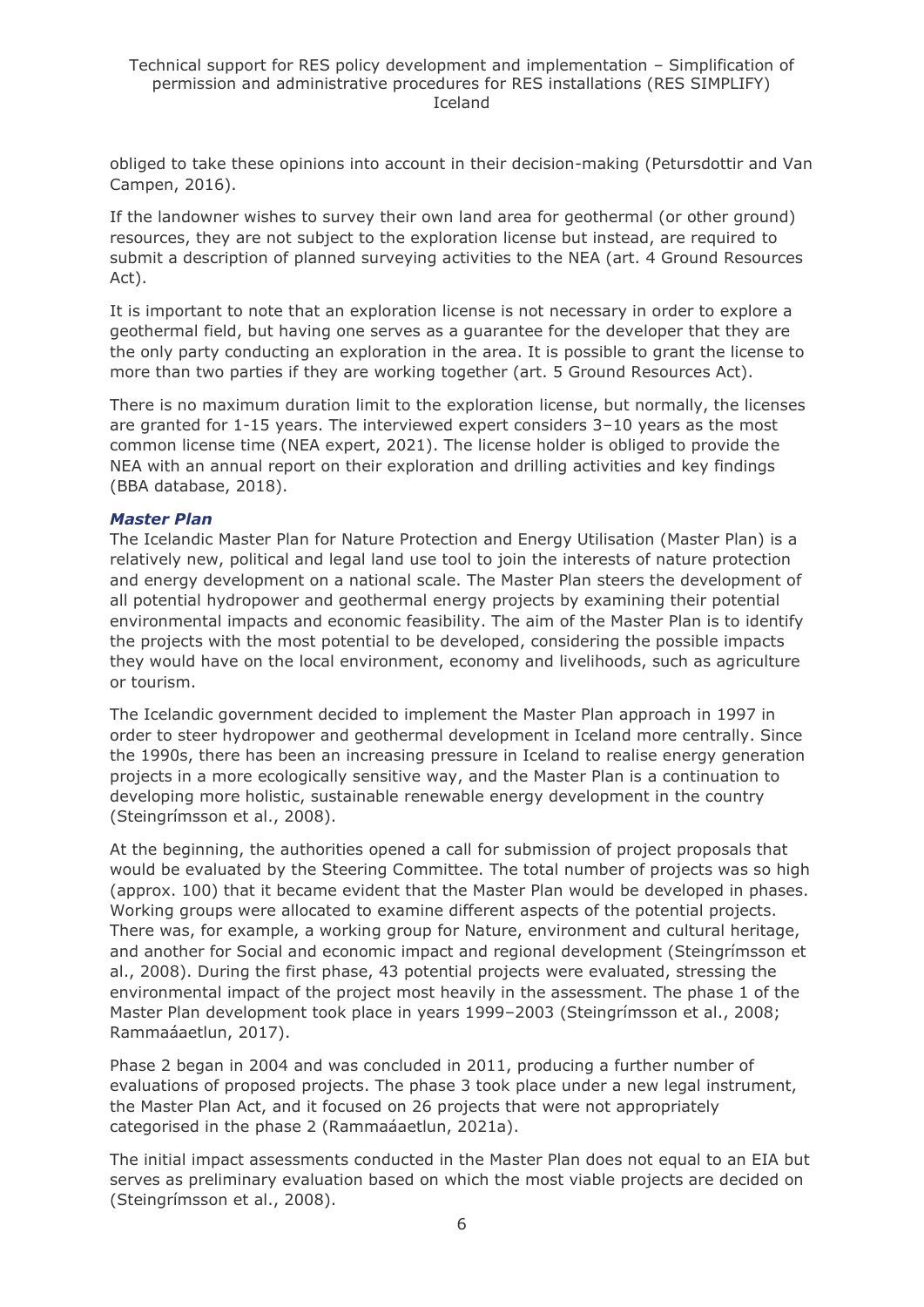obliged to take these opinions into account in their decision-making (Petursdottir and Van Campen, 2016).

If the landowner wishes to survey their own land area for geothermal (or other ground) resources, they are not subject to the exploration license but instead, are required to submit a description of planned surveying activities to the NEA (art. 4 Ground Resources Act).

It is important to note that an exploration license is not necessary in order to explore a geothermal field, but having one serves as a guarantee for the developer that they are the only party conducting an exploration in the area. It is possible to grant the license to more than two parties if they are working together (art. 5 Ground Resources Act).

There is no maximum duration limit to the exploration license, but normally, the licenses are granted for 1-15 years. The interviewed expert considers 3–10 years as the most common license time (NEA expert, 2021). The license holder is obliged to provide the NEA with an annual report on their exploration and drilling activities and key findings (BBA database, 2018).

#### *Master Plan*

The Icelandic Master Plan for Nature Protection and Energy Utilisation (Master Plan) is a relatively new, political and legal land use tool to join the interests of nature protection and energy development on a national scale. The Master Plan steers the development of all potential hydropower and geothermal energy projects by examining their potential environmental impacts and economic feasibility. The aim of the Master Plan is to identify the projects with the most potential to be developed, considering the possible impacts they would have on the local environment, economy and livelihoods, such as agriculture or tourism.

The Icelandic government decided to implement the Master Plan approach in 1997 in order to steer hydropower and geothermal development in Iceland more centrally. Since the 1990s, there has been an increasing pressure in Iceland to realise energy generation projects in a more ecologically sensitive way, and the Master Plan is a continuation to developing more holistic, sustainable renewable energy development in the country (Steingrímsson et al., 2008).

At the beginning, the authorities opened a call for submission of project proposals that would be evaluated by the Steering Committee. The total number of projects was so high (approx. 100) that it became evident that the Master Plan would be developed in phases. Working groups were allocated to examine different aspects of the potential projects. There was, for example, a working group for Nature, environment and cultural heritage, and another for Social and economic impact and regional development (Steingrímsson et al., 2008). During the first phase, 43 potential projects were evaluated, stressing the environmental impact of the project most heavily in the assessment. The phase 1 of the Master Plan development took place in years 1999–2003 (Steingrímsson et al., 2008; Rammaáaetlun, 2017).

Phase 2 began in 2004 and was concluded in 2011, producing a further number of evaluations of proposed projects. The phase 3 took place under a new legal instrument, the Master Plan Act, and it focused on 26 projects that were not appropriately categorised in the phase 2 (Rammaáaetlun, 2021a).

The initial impact assessments conducted in the Master Plan does not equal to an EIA but serves as preliminary evaluation based on which the most viable projects are decided on (Steingrímsson et al., 2008).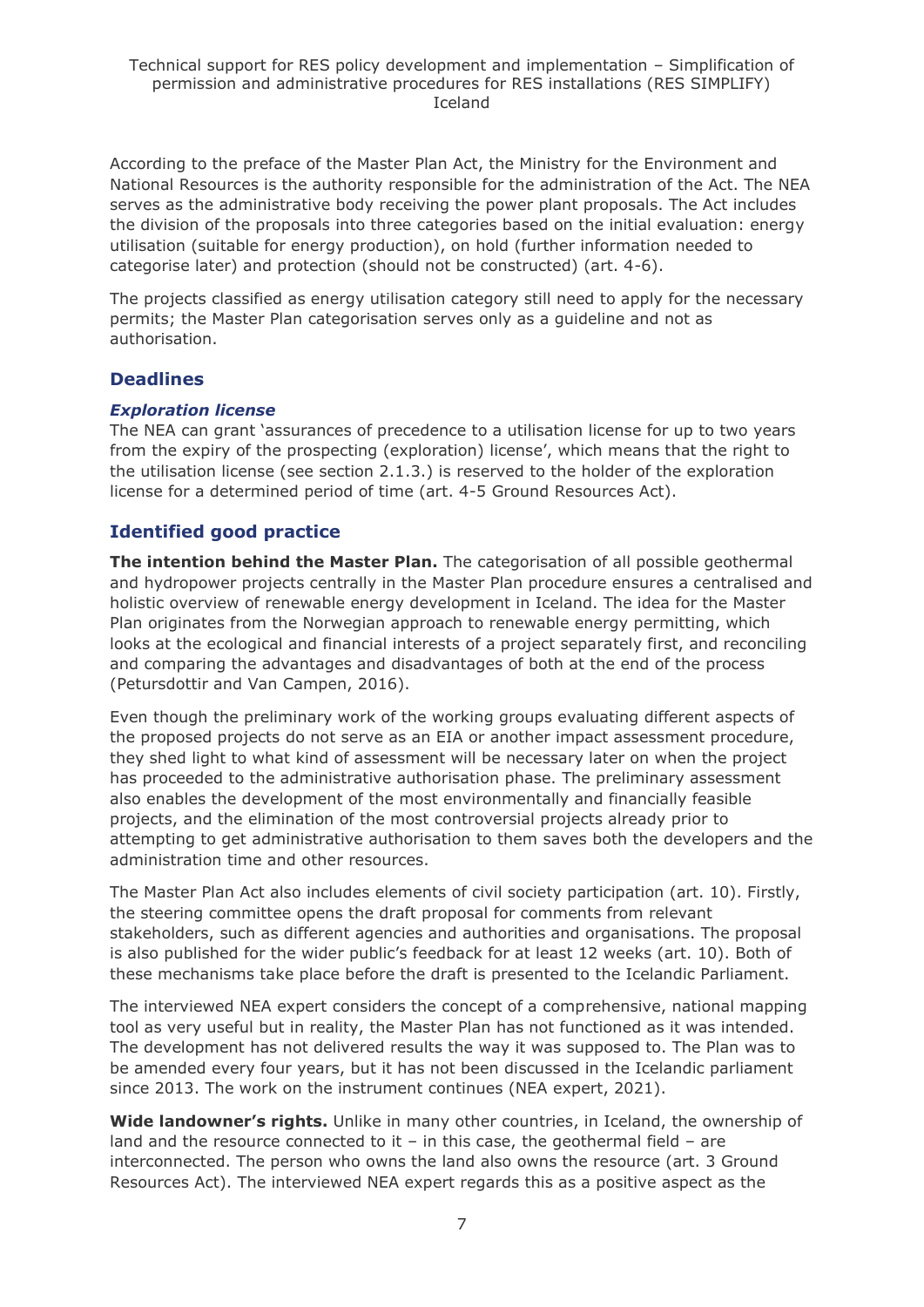According to the preface of the Master Plan Act, the Ministry for the Environment and National Resources is the authority responsible for the administration of the Act. The NEA serves as the administrative body receiving the power plant proposals. The Act includes the division of the proposals into three categories based on the initial evaluation: energy utilisation (suitable for energy production), on hold (further information needed to categorise later) and protection (should not be constructed) (art. 4-6).

The projects classified as energy utilisation category still need to apply for the necessary permits; the Master Plan categorisation serves only as a guideline and not as authorisation.

## Deadlines

### *Exploration license*

The NEA can grant 'assurances of precedence to a utilisation license for up to two years from the expiry of the prospecting (exploration) license', which means that the right to the utilisation license (see section 2.1.3.) is reserved to the holder of the exploration license for a determined period of time (art. 4-5 Ground Resources Act).

## Identified good practice

**The intention behind the Master Plan.** The categorisation of all possible geothermal and hydropower projects centrally in the Master Plan procedure ensures a centralised and holistic overview of renewable energy development in Iceland. The idea for the Master Plan originates from the Norwegian approach to renewable energy permitting, which looks at the ecological and financial interests of a project separately first, and reconciling and comparing the advantages and disadvantages of both at the end of the process (Petursdottir and Van Campen, 2016).

Even though the preliminary work of the working groups evaluating different aspects of the proposed projects do not serve as an EIA or another impact assessment procedure, they shed light to what kind of assessment will be necessary later on when the project has proceeded to the administrative authorisation phase. The preliminary assessment also enables the development of the most environmentally and financially feasible projects, and the elimination of the most controversial projects already prior to attempting to get administrative authorisation to them saves both the developers and the administration time and other resources.

The Master Plan Act also includes elements of civil society participation (art. 10). Firstly, the steering committee opens the draft proposal for comments from relevant stakeholders, such as different agencies and authorities and organisations. The proposal is also published for the wider public's feedback for at least 12 weeks (art. 10). Both of these mechanisms take place before the draft is presented to the Icelandic Parliament.

The interviewed NEA expert considers the concept of a comprehensive, national mapping tool as very useful but in reality, the Master Plan has not functioned as it was intended. The development has not delivered results the way it was supposed to. The Plan was to be amended every four years, but it has not been discussed in the Icelandic parliament since 2013. The work on the instrument continues (NEA expert, 2021).

**Wide landowner's rights.** Unlike in many other countries, in Iceland, the ownership of land and the resource connected to it – in this case, the geothermal field – are interconnected. The person who owns the land also owns the resource (art. 3 Ground Resources Act). The interviewed NEA expert regards this as a positive aspect as the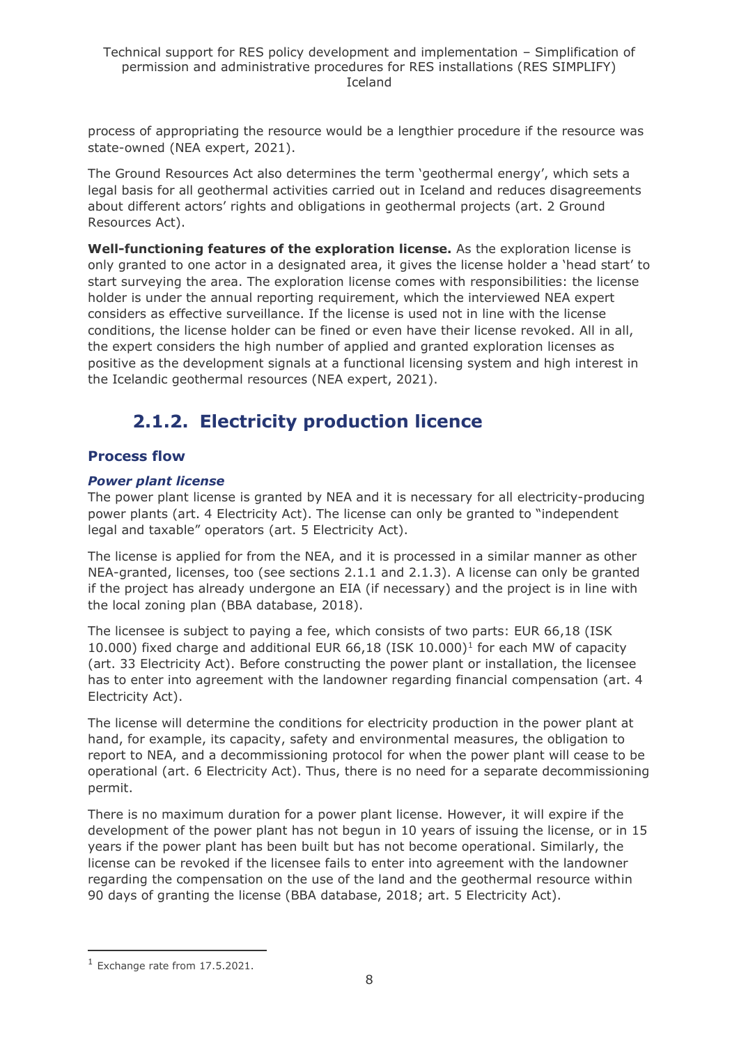process of appropriating the resource would be a lengthier procedure if the resource was state-owned (NEA expert, 2021).

The Ground Resources Act also determines the term 'geothermal energy', which sets a legal basis for all geothermal activities carried out in Iceland and reduces disagreements about different actors' rights and obligations in geothermal projects (art. 2 Ground Resources Act).

**Well-functioning features of the exploration license.** As the exploration license is only granted to one actor in a designated area, it gives the license holder a 'head start' to start surveying the area. The exploration license comes with responsibilities: the license holder is under the annual reporting requirement, which the interviewed NEA expert considers as effective surveillance. If the license is used not in line with the license conditions, the license holder can be fined or even have their license revoked. All in all, the expert considers the high number of applied and granted exploration licenses as positive as the development signals at a functional licensing system and high interest in the Icelandic geothermal resources (NEA expert, 2021).

## 2.1.2. Electricity production licence

### Process flow

#### *Power plant license*

The power plant license is granted by NEA and it is necessary for all electricity-producing power plants (art. 4 Electricity Act). The license can only be granted to "independent legal and taxable" operators (art. 5 Electricity Act).

The license is applied for from the NEA, and it is processed in a similar manner as other NEA-granted, licenses, too (see sections 2.1.1 and 2.1.3). A license can only be granted if the project has already undergone an EIA (if necessary) and the project is in line with the local zoning plan (BBA database, 2018).

The licensee is subject to paying a fee, which consists of two parts: EUR 66,18 (ISK 10.000) fixed charge and additional EUR 66,18 (ISK 10.000)[1] for each MW of capacity (art. 33 Electricity Act). Before constructing the power plant or installation, the licensee has to enter into agreement with the landowner regarding financial compensation (art. 4 Electricity Act).

The license will determine the conditions for electricity production in the power plant at hand, for example, its capacity, safety and environmental measures, the obligation to report to NEA, and a decommissioning protocol for when the power plant will cease to be operational (art. 6 Electricity Act). Thus, there is no need for a separate decommissioning permit.

There is no maximum duration for a power plant license. However, it will expire if the development of the power plant has not begun in 10 years of issuing the license, or in 15 years if the power plant has been built but has not become operational. Similarly, the license can be revoked if the licensee fails to enter into agreement with the landowner regarding the compensation on the use of the land and the geothermal resource within 90 days of granting the license (BBA database, 2018; art. 5 Electricity Act).

---

[1] Exchange rate from 17.5.2021.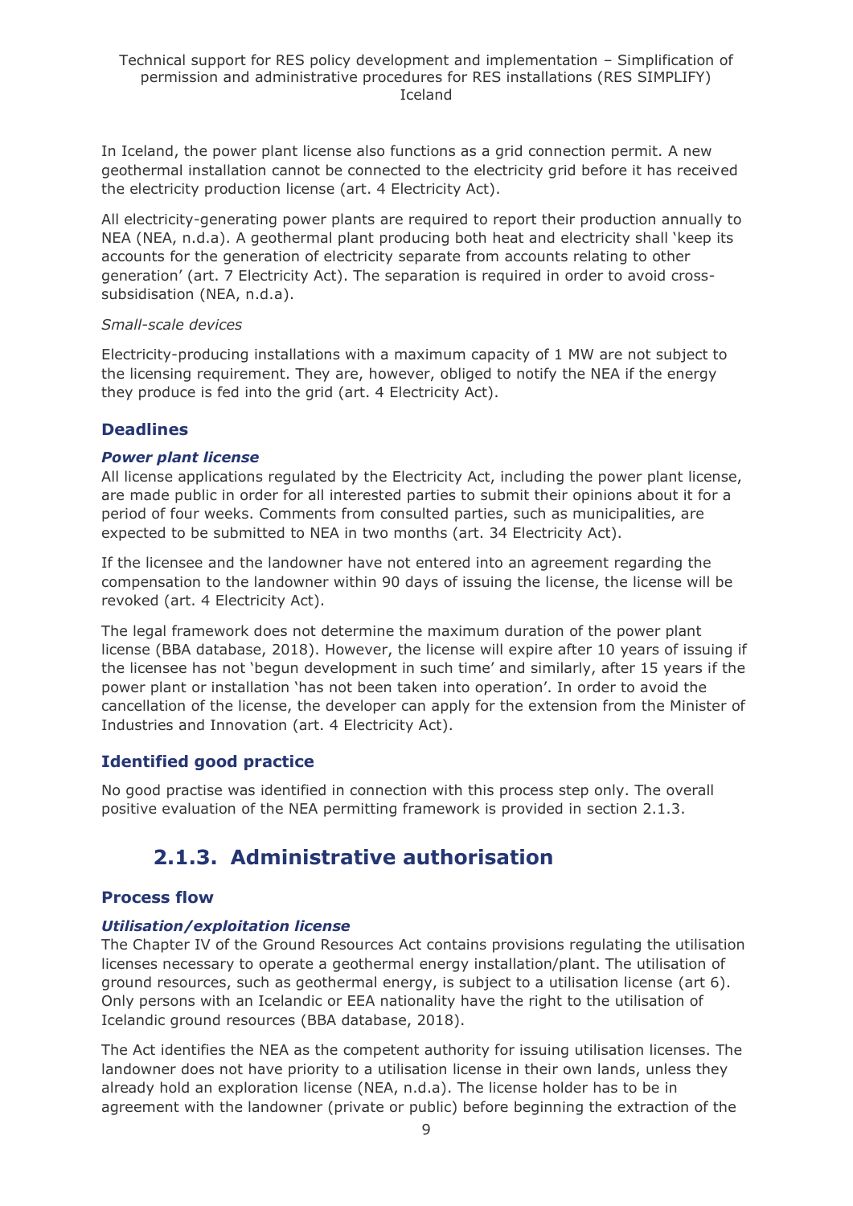In Iceland, the power plant license also functions as a grid connection permit. A new geothermal installation cannot be connected to the electricity grid before it has received the electricity production license (art. 4 Electricity Act).

All electricity-generating power plants are required to report their production annually to NEA (NEA, n.d.a). A geothermal plant producing both heat and electricity shall 'keep its accounts for the generation of electricity separate from accounts relating to other generation' (art. 7 Electricity Act). The separation is required in order to avoid cross-subsidisation (NEA, n.d.a).

*Small-scale devices*

Electricity-producing installations with a maximum capacity of 1 MW are not subject to the licensing requirement. They are, however, obliged to notify the NEA if the energy they produce is fed into the grid (art. 4 Electricity Act).

### Deadlines

***Power plant license***

All license applications regulated by the Electricity Act, including the power plant license, are made public in order for all interested parties to submit their opinions about it for a period of four weeks. Comments from consulted parties, such as municipalities, are expected to be submitted to NEA in two months (art. 34 Electricity Act).

If the licensee and the landowner have not entered into an agreement regarding the compensation to the landowner within 90 days of issuing the license, the license will be revoked (art. 4 Electricity Act).

The legal framework does not determine the maximum duration of the power plant license (BBA database, 2018). However, the license will expire after 10 years of issuing if the licensee has not 'begun development in such time' and similarly, after 15 years if the power plant or installation 'has not been taken into operation'. In order to avoid the cancellation of the license, the developer can apply for the extension from the Minister of Industries and Innovation (art. 4 Electricity Act).

### Identified good practice

No good practise was identified in connection with this process step only. The overall positive evaluation of the NEA permitting framework is provided in section 2.1.3.

## 2.1.3. Administrative authorisation

### Process flow

***Utilisation/exploitation license***

The Chapter IV of the Ground Resources Act contains provisions regulating the utilisation licenses necessary to operate a geothermal energy installation/plant. The utilisation of ground resources, such as geothermal energy, is subject to a utilisation license (art 6). Only persons with an Icelandic or EEA nationality have the right to the utilisation of Icelandic ground resources (BBA database, 2018).

The Act identifies the NEA as the competent authority for issuing utilisation licenses. The landowner does not have priority to a utilisation license in their own lands, unless they already hold an exploration license (NEA, n.d.a). The license holder has to be in agreement with the landowner (private or public) before beginning the extraction of the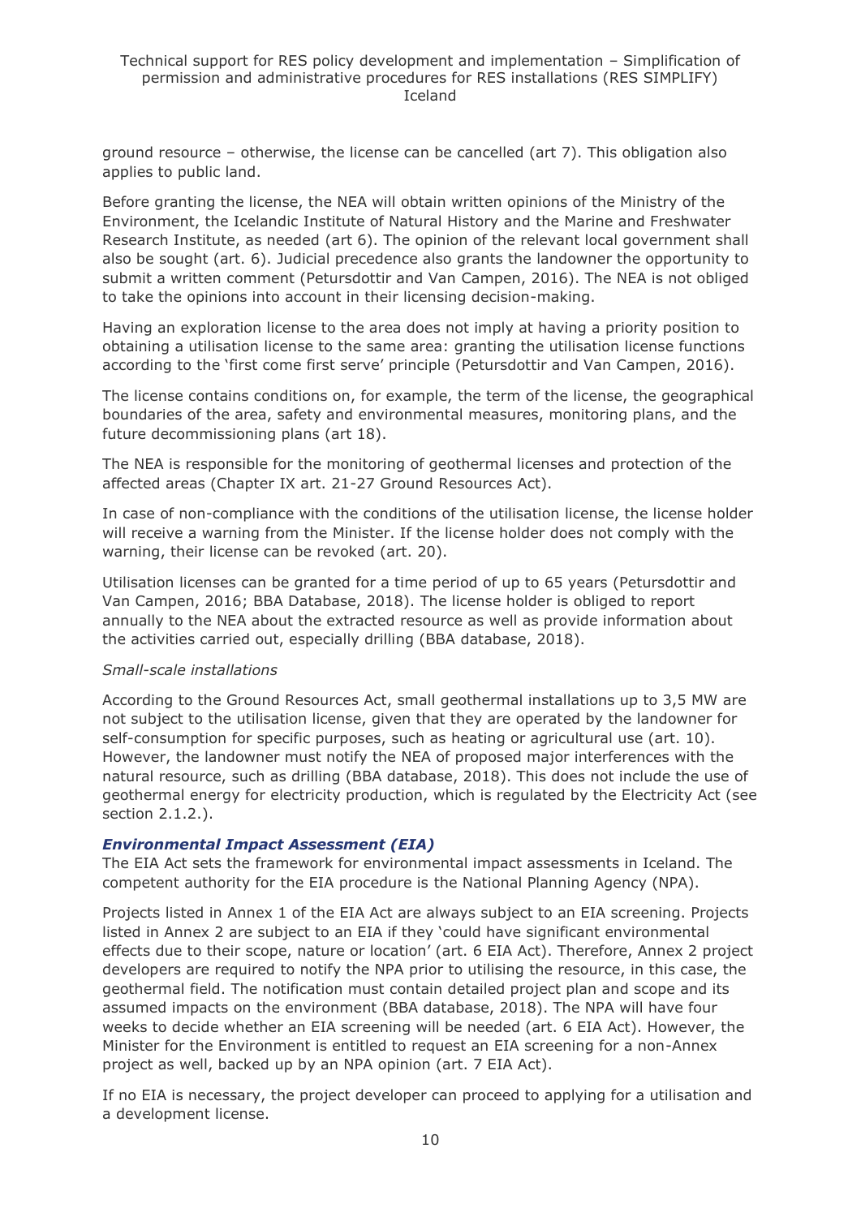ground resource – otherwise, the license can be cancelled (art 7). This obligation also applies to public land.

Before granting the license, the NEA will obtain written opinions of the Ministry of the Environment, the Icelandic Institute of Natural History and the Marine and Freshwater Research Institute, as needed (art 6). The opinion of the relevant local government shall also be sought (art. 6). Judicial precedence also grants the landowner the opportunity to submit a written comment (Petursdottir and Van Campen, 2016). The NEA is not obliged to take the opinions into account in their licensing decision-making.

Having an exploration license to the area does not imply at having a priority position to obtaining a utilisation license to the same area: granting the utilisation license functions according to the 'first come first serve' principle (Petursdottir and Van Campen, 2016).

The license contains conditions on, for example, the term of the license, the geographical boundaries of the area, safety and environmental measures, monitoring plans, and the future decommissioning plans (art 18).

The NEA is responsible for the monitoring of geothermal licenses and protection of the affected areas (Chapter IX art. 21-27 Ground Resources Act).

In case of non-compliance with the conditions of the utilisation license, the license holder will receive a warning from the Minister. If the license holder does not comply with the warning, their license can be revoked (art. 20).

Utilisation licenses can be granted for a time period of up to 65 years (Petursdottir and Van Campen, 2016; BBA Database, 2018). The license holder is obliged to report annually to the NEA about the extracted resource as well as provide information about the activities carried out, especially drilling (BBA database, 2018).

*Small-scale installations*

According to the Ground Resources Act, small geothermal installations up to 3,5 MW are not subject to the utilisation license, given that they are operated by the landowner for self-consumption for specific purposes, such as heating or agricultural use (art. 10). However, the landowner must notify the NEA of proposed major interferences with the natural resource, such as drilling (BBA database, 2018). This does not include the use of geothermal energy for electricity production, which is regulated by the Electricity Act (see section 2.1.2.).

***Environmental Impact Assessment (EIA)***

The EIA Act sets the framework for environmental impact assessments in Iceland. The competent authority for the EIA procedure is the National Planning Agency (NPA).

Projects listed in Annex 1 of the EIA Act are always subject to an EIA screening. Projects listed in Annex 2 are subject to an EIA if they 'could have significant environmental effects due to their scope, nature or location' (art. 6 EIA Act). Therefore, Annex 2 project developers are required to notify the NPA prior to utilising the resource, in this case, the geothermal field. The notification must contain detailed project plan and scope and its assumed impacts on the environment (BBA database, 2018). The NPA will have four weeks to decide whether an EIA screening will be needed (art. 6 EIA Act). However, the Minister for the Environment is entitled to request an EIA screening for a non-Annex project as well, backed up by an NPA opinion (art. 7 EIA Act).

If no EIA is necessary, the project developer can proceed to applying for a utilisation and a development license.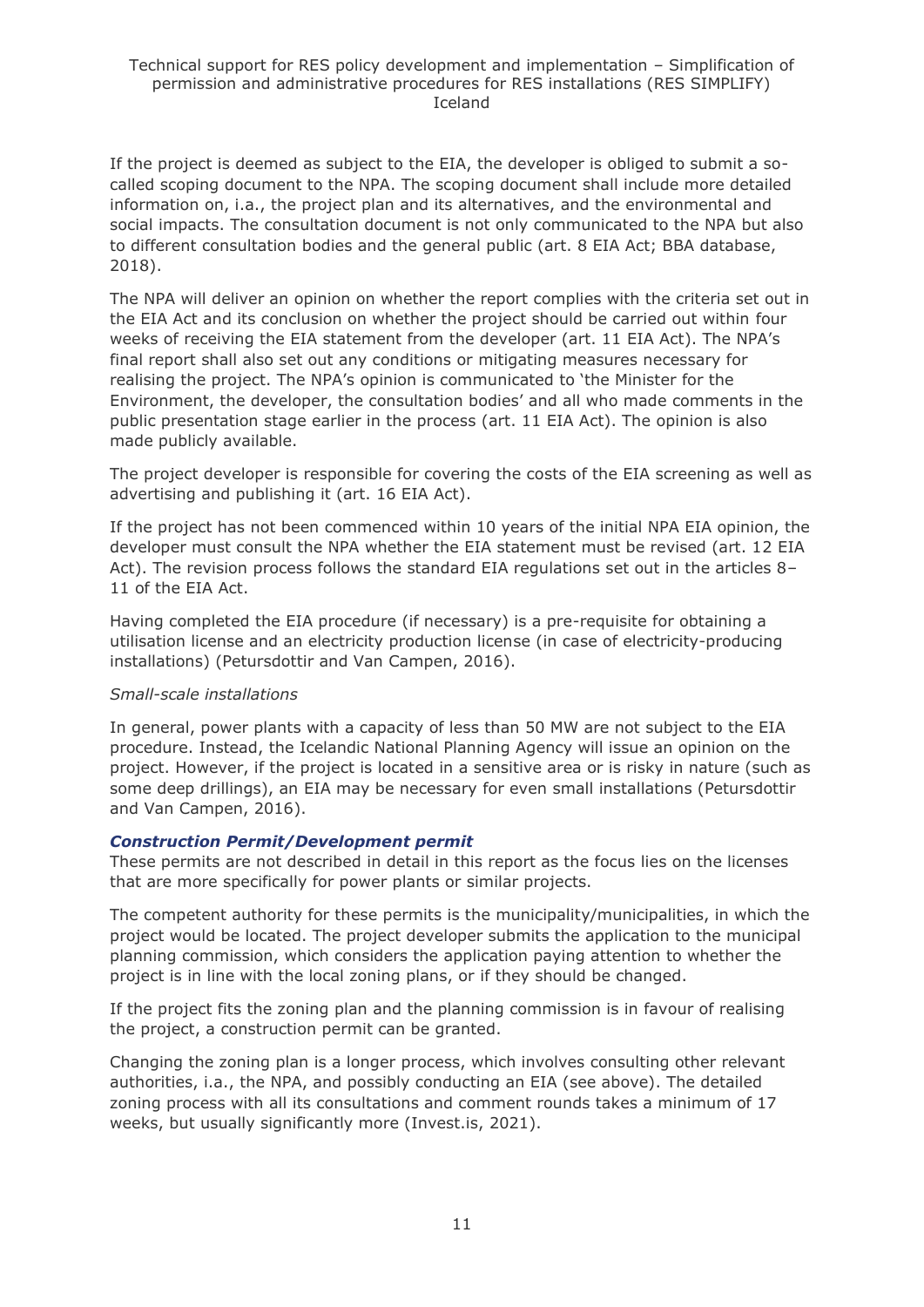If the project is deemed as subject to the EIA, the developer is obliged to submit a so-called scoping document to the NPA. The scoping document shall include more detailed information on, i.a., the project plan and its alternatives, and the environmental and social impacts. The consultation document is not only communicated to the NPA but also to different consultation bodies and the general public (art. 8 EIA Act; BBA database, 2018).

The NPA will deliver an opinion on whether the report complies with the criteria set out in the EIA Act and its conclusion on whether the project should be carried out within four weeks of receiving the EIA statement from the developer (art. 11 EIA Act). The NPA's final report shall also set out any conditions or mitigating measures necessary for realising the project. The NPA's opinion is communicated to 'the Minister for the Environment, the developer, the consultation bodies' and all who made comments in the public presentation stage earlier in the process (art. 11 EIA Act). The opinion is also made publicly available.

The project developer is responsible for covering the costs of the EIA screening as well as advertising and publishing it (art. 16 EIA Act).

If the project has not been commenced within 10 years of the initial NPA EIA opinion, the developer must consult the NPA whether the EIA statement must be revised (art. 12 EIA Act). The revision process follows the standard EIA regulations set out in the articles 8–11 of the EIA Act.

Having completed the EIA procedure (if necessary) is a pre-requisite for obtaining a utilisation license and an electricity production license (in case of electricity-producing installations) (Petursdottir and Van Campen, 2016).

*Small-scale installations*

In general, power plants with a capacity of less than 50 MW are not subject to the EIA procedure. Instead, the Icelandic National Planning Agency will issue an opinion on the project. However, if the project is located in a sensitive area or is risky in nature (such as some deep drillings), an EIA may be necessary for even small installations (Petursdottir and Van Campen, 2016).

#### ***Construction Permit/Development permit***

These permits are not described in detail in this report as the focus lies on the licenses that are more specifically for power plants or similar projects.

The competent authority for these permits is the municipality/municipalities, in which the project would be located. The project developer submits the application to the municipal planning commission, which considers the application paying attention to whether the project is in line with the local zoning plans, or if they should be changed.

If the project fits the zoning plan and the planning commission is in favour of realising the project, a construction permit can be granted.

Changing the zoning plan is a longer process, which involves consulting other relevant authorities, i.a., the NPA, and possibly conducting an EIA (see above). The detailed zoning process with all its consultations and comment rounds takes a minimum of 17 weeks, but usually significantly more (Invest.is, 2021).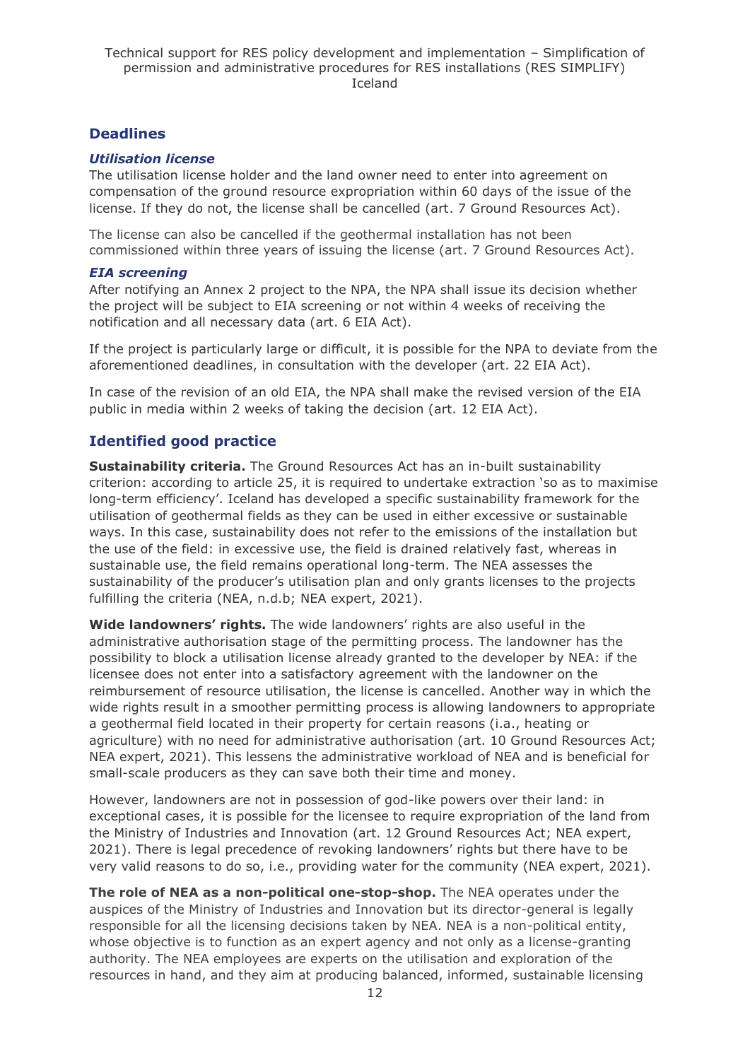## Deadlines

### *Utilisation license*

The utilisation license holder and the land owner need to enter into agreement on compensation of the ground resource expropriation within 60 days of the issue of the license. If they do not, the license shall be cancelled (art. 7 Ground Resources Act).

The license can also be cancelled if the geothermal installation has not been commissioned within three years of issuing the license (art. 7 Ground Resources Act).

### *EIA screening*

After notifying an Annex 2 project to the NPA, the NPA shall issue its decision whether the project will be subject to EIA screening or not within 4 weeks of receiving the notification and all necessary data (art. 6 EIA Act).

If the project is particularly large or difficult, it is possible for the NPA to deviate from the aforementioned deadlines, in consultation with the developer (art. 22 EIA Act).

In case of the revision of an old EIA, the NPA shall make the revised version of the EIA public in media within 2 weeks of taking the decision (art. 12 EIA Act).

## Identified good practice

**Sustainability criteria.** The Ground Resources Act has an in-built sustainability criterion: according to article 25, it is required to undertake extraction 'so as to maximise long-term efficiency'. Iceland has developed a specific sustainability framework for the utilisation of geothermal fields as they can be used in either excessive or sustainable ways. In this case, sustainability does not refer to the emissions of the installation but the use of the field: in excessive use, the field is drained relatively fast, whereas in sustainable use, the field remains operational long-term. The NEA assesses the sustainability of the producer's utilisation plan and only grants licenses to the projects fulfilling the criteria (NEA, n.d.b; NEA expert, 2021).

**Wide landowners' rights.** The wide landowners' rights are also useful in the administrative authorisation stage of the permitting process. The landowner has the possibility to block a utilisation license already granted to the developer by NEA: if the licensee does not enter into a satisfactory agreement with the landowner on the reimbursement of resource utilisation, the license is cancelled. Another way in which the wide rights result in a smoother permitting process is allowing landowners to appropriate a geothermal field located in their property for certain reasons (i.a., heating or agriculture) with no need for administrative authorisation (art. 10 Ground Resources Act; NEA expert, 2021). This lessens the administrative workload of NEA and is beneficial for small-scale producers as they can save both their time and money.

However, landowners are not in possession of god-like powers over their land: in exceptional cases, it is possible for the licensee to require expropriation of the land from the Ministry of Industries and Innovation (art. 12 Ground Resources Act; NEA expert, 2021). There is legal precedence of revoking landowners' rights but there have to be very valid reasons to do so, i.e., providing water for the community (NEA expert, 2021).

**The role of NEA as a non-political one-stop-shop.** The NEA operates under the auspices of the Ministry of Industries and Innovation but its director-general is legally responsible for all the licensing decisions taken by NEA. NEA is a non-political entity, whose objective is to function as an expert agency and not only as a license-granting authority. The NEA employees are experts on the utilisation and exploration of the resources in hand, and they aim at producing balanced, informed, sustainable licensing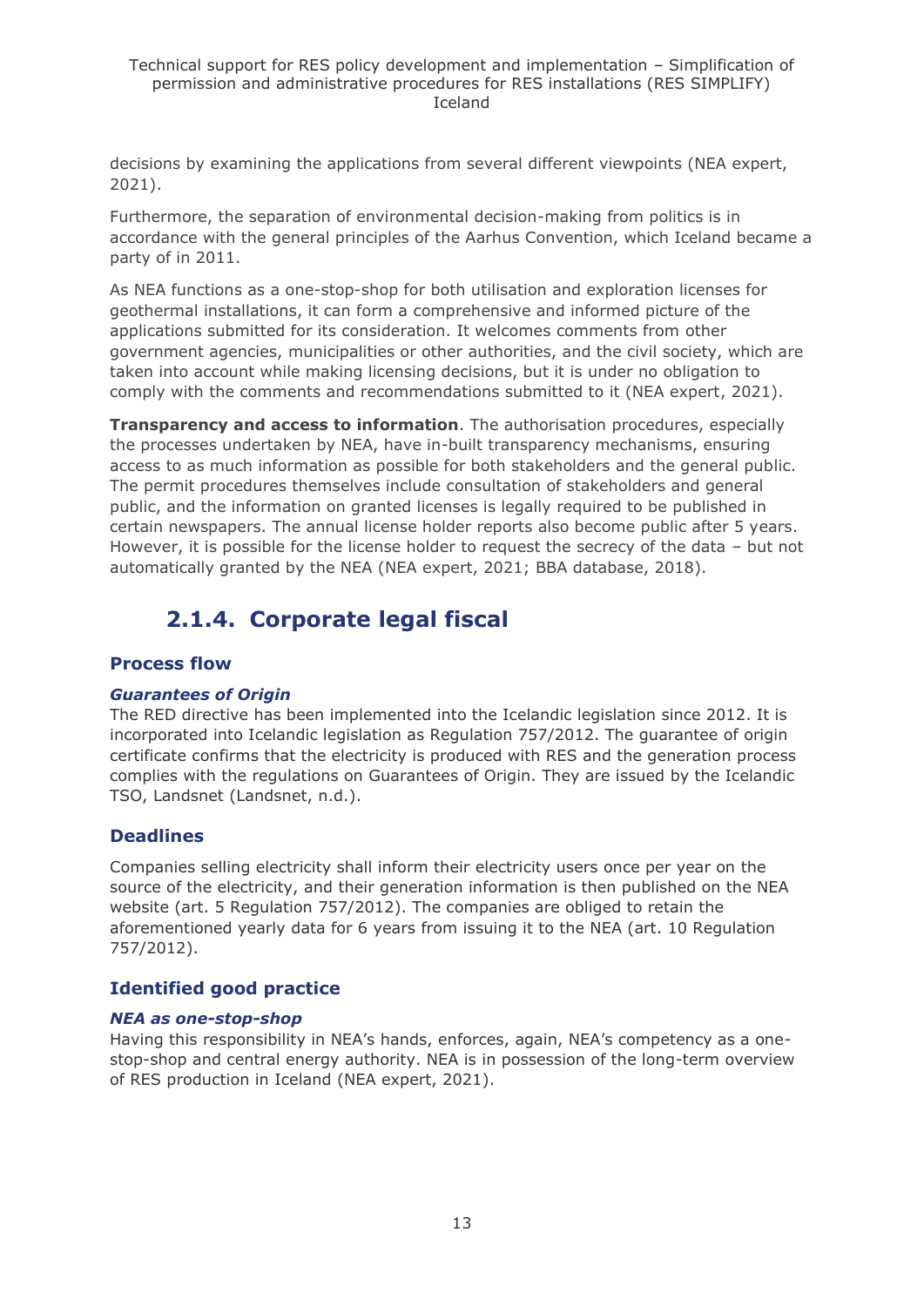decisions by examining the applications from several different viewpoints (NEA expert, 2021).

Furthermore, the separation of environmental decision-making from politics is in accordance with the general principles of the Aarhus Convention, which Iceland became a party of in 2011.

As NEA functions as a one-stop-shop for both utilisation and exploration licenses for geothermal installations, it can form a comprehensive and informed picture of the applications submitted for its consideration. It welcomes comments from other government agencies, municipalities or other authorities, and the civil society, which are taken into account while making licensing decisions, but it is under no obligation to comply with the comments and recommendations submitted to it (NEA expert, 2021).

**Transparency and access to information**. The authorisation procedures, especially the processes undertaken by NEA, have in-built transparency mechanisms, ensuring access to as much information as possible for both stakeholders and the general public. The permit procedures themselves include consultation of stakeholders and general public, and the information on granted licenses is legally required to be published in certain newspapers. The annual license holder reports also become public after 5 years. However, it is possible for the license holder to request the secrecy of the data – but not automatically granted by the NEA (NEA expert, 2021; BBA database, 2018).

## 2.1.4. Corporate legal fiscal

### Process flow

#### *Guarantees of Origin*

The RED directive has been implemented into the Icelandic legislation since 2012. It is incorporated into Icelandic legislation as Regulation 757/2012. The guarantee of origin certificate confirms that the electricity is produced with RES and the generation process complies with the regulations on Guarantees of Origin. They are issued by the Icelandic TSO, Landsnet (Landsnet, n.d.).

### Deadlines

Companies selling electricity shall inform their electricity users once per year on the source of the electricity, and their generation information is then published on the NEA website (art. 5 Regulation 757/2012). The companies are obliged to retain the aforementioned yearly data for 6 years from issuing it to the NEA (art. 10 Regulation 757/2012).

### Identified good practice

#### *NEA as one-stop-shop*

Having this responsibility in NEA's hands, enforces, again, NEA's competency as a one-stop-shop and central energy authority. NEA is in possession of the long-term overview of RES production in Iceland (NEA expert, 2021).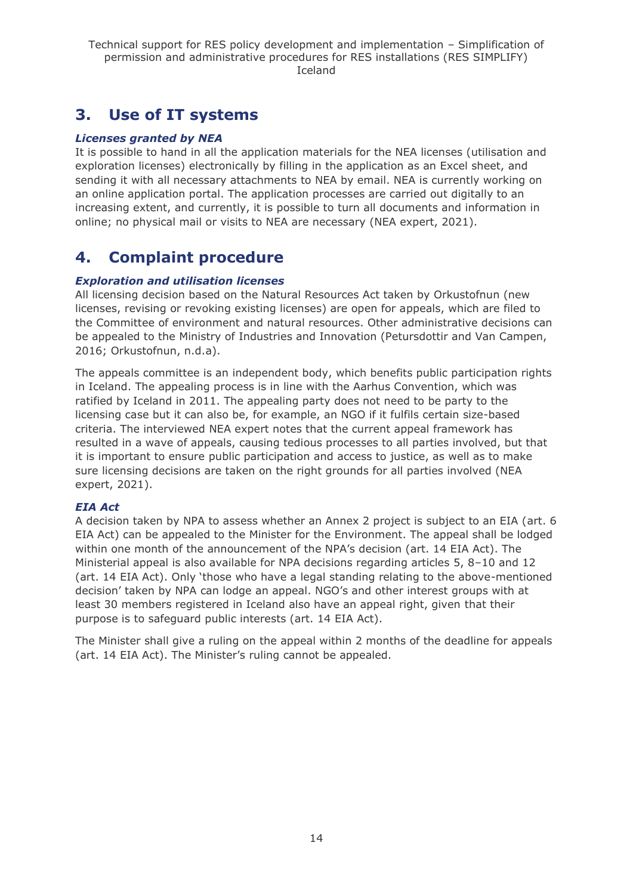## 3. Use of IT systems

### *Licenses granted by NEA*

It is possible to hand in all the application materials for the NEA licenses (utilisation and exploration licenses) electronically by filling in the application as an Excel sheet, and sending it with all necessary attachments to NEA by email. NEA is currently working on an online application portal. The application processes are carried out digitally to an increasing extent, and currently, it is possible to turn all documents and information in online; no physical mail or visits to NEA are necessary (NEA expert, 2021).

## 4. Complaint procedure

### *Exploration and utilisation licenses*

All licensing decision based on the Natural Resources Act taken by Orkustofnun (new licenses, revising or revoking existing licenses) are open for appeals, which are filed to the Committee of environment and natural resources. Other administrative decisions can be appealed to the Ministry of Industries and Innovation (Petursdottir and Van Campen, 2016; Orkustofnun, n.d.a).

The appeals committee is an independent body, which benefits public participation rights in Iceland. The appealing process is in line with the Aarhus Convention, which was ratified by Iceland in 2011. The appealing party does not need to be party to the licensing case but it can also be, for example, an NGO if it fulfils certain size-based criteria. The interviewed NEA expert notes that the current appeal framework has resulted in a wave of appeals, causing tedious processes to all parties involved, but that it is important to ensure public participation and access to justice, as well as to make sure licensing decisions are taken on the right grounds for all parties involved (NEA expert, 2021).

### *EIA Act*

A decision taken by NPA to assess whether an Annex 2 project is subject to an EIA (art. 6 EIA Act) can be appealed to the Minister for the Environment. The appeal shall be lodged within one month of the announcement of the NPA's decision (art. 14 EIA Act). The Ministerial appeal is also available for NPA decisions regarding articles 5, 8–10 and 12 (art. 14 EIA Act). Only 'those who have a legal standing relating to the above-mentioned decision' taken by NPA can lodge an appeal. NGO's and other interest groups with at least 30 members registered in Iceland also have an appeal right, given that their purpose is to safeguard public interests (art. 14 EIA Act).

The Minister shall give a ruling on the appeal within 2 months of the deadline for appeals (art. 14 EIA Act). The Minister's ruling cannot be appealed.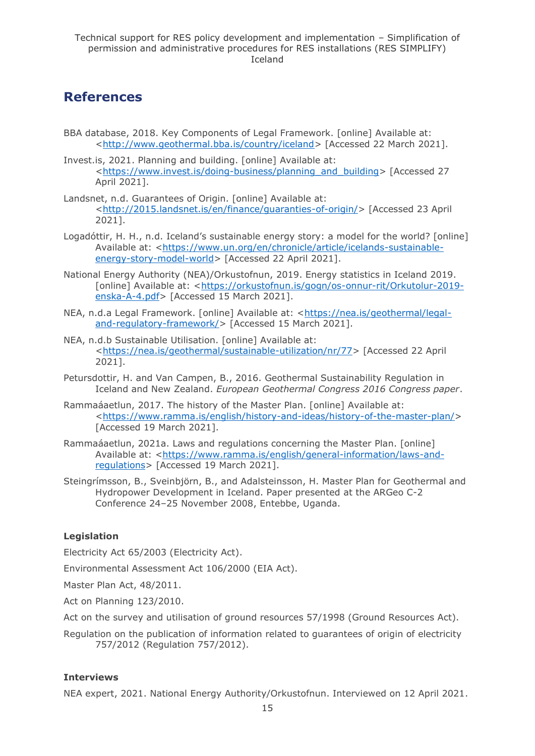# References

BBA database, 2018. Key Components of Legal Framework. [online] Available at: <http://www.geothermal.bba.is/country/iceland> [Accessed 22 March 2021].

Invest.is, 2021. Planning and building. [online] Available at: <https://www.invest.is/doing-business/planning_and_building> [Accessed 27 April 2021].

Landsnet, n.d. Guarantees of Origin. [online] Available at: <http://2015.landsnet.is/en/finance/guaranties-of-origin/> [Accessed 23 April 2021].

Logadóttir, H. H., n.d. Iceland's sustainable energy story: a model for the world? [online] Available at: <https://www.un.org/en/chronicle/article/icelands-sustainable-energy-story-model-world> [Accessed 22 April 2021].

National Energy Authority (NEA)/Orkustofnun, 2019. Energy statistics in Iceland 2019. [online] Available at: <https://orkustofnun.is/gogn/os-onnur-rit/Orkutolur-2019-enska-A-4.pdf> [Accessed 15 March 2021].

NEA, n.d.a Legal Framework. [online] Available at: <https://nea.is/geothermal/legal-and-regulatory-framework/> [Accessed 15 March 2021].

NEA, n.d.b Sustainable Utilisation. [online] Available at: <https://nea.is/geothermal/sustainable-utilization/nr/77> [Accessed 22 April 2021].

Petursdottir, H. and Van Campen, B., 2016. Geothermal Sustainability Regulation in Iceland and New Zealand. *European Geothermal Congress 2016 Congress paper*.

Rammaáaetlun, 2017. The history of the Master Plan. [online] Available at: <https://www.ramma.is/english/history-and-ideas/history-of-the-master-plan/> [Accessed 19 March 2021].

Rammaáaetlun, 2021a. Laws and regulations concerning the Master Plan. [online] Available at: <https://www.ramma.is/english/general-information/laws-and-regulations> [Accessed 19 March 2021].

Steingrímsson, B., Sveinbjörn, B., and Adalsteinsson, H. Master Plan for Geothermal and Hydropower Development in Iceland. Paper presented at the ARGeo C-2 Conference 24–25 November 2008, Entebbe, Uganda.

### Legislation

Electricity Act 65/2003 (Electricity Act).

Environmental Assessment Act 106/2000 (EIA Act).

Master Plan Act, 48/2011.

Act on Planning 123/2010.

Act on the survey and utilisation of ground resources 57/1998 (Ground Resources Act).

Regulation on the publication of information related to guarantees of origin of electricity 757/2012 (Regulation 757/2012).

### Interviews

NEA expert, 2021. National Energy Authority/Orkustofnun. Interviewed on 12 April 2021.